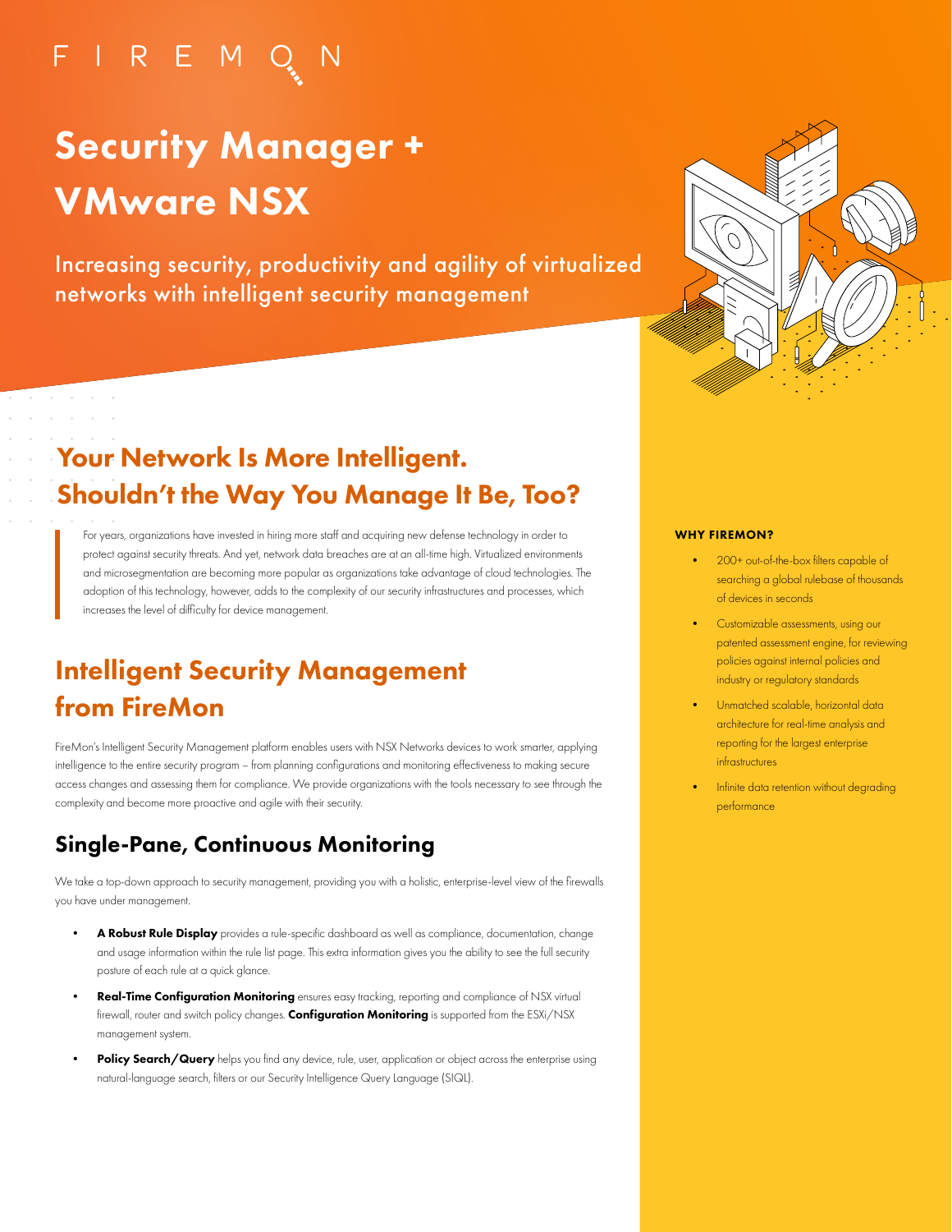FIREMON

# Security Manager + VMware NSX

Increasing security, productivity and agility of virtualized networks with intelligent security management

## Your Network Is More Intelligent. Shouldn't the Way You Manage It Be, Too?

For years, organizations have invested in hiring more staff and acquiring new defense technology in order to protect against security threats. And yet, network data breaches are at an all-time high. Virtualized environments and microsegmentation are becoming more popular as organizations take advantage of cloud technologies. The adoption of this technology, however, adds to the complexity of our security infrastructures and processes, which increases the level of difficulty for device management.

## Intelligent Security Management from FireMon

FireMon's Intelligent Security Management platform enables users with NSX Networks devices to work smarter, applying intelligence to the entire security program – from planning configurations and monitoring effectiveness to making secure access changes and assessing them for compliance. We provide organizations with the tools necessary to see through the complexity and become more proactive and agile with their security.

### Single-Pane, Continuous Monitoring

We take a top-down approach to security management, providing you with a holistic, enterprise-level view of the firewalls you have under management.

- **A Robust Rule Display** provides a rule-specific dashboard as well as compliance, documentation, change and usage information within the rule list page. This extra information gives you the ability to see the full security posture of each rule at a quick glance.
- **Real-Time Configuration Monitoring** ensures easy tracking, reporting and compliance of NSX virtual firewall, router and switch policy changes. **Configuration Monitoring** is supported from the ESXi/NSX management system.
- **Policy Search/Query** helps you find any device, rule, user, application or object across the enterprise using natural-language search, filters or our Security Intelligence Query Language (SIQL).

#### WHY FIREMON?

- 200+ out-of-the-box filters capable of searching a global rulebase of thousands of devices in seconds
- Customizable assessments, using our patented assessment engine, for reviewing policies against internal policies and industry or regulatory standards
- Unmatched scalable, horizontal data architecture for real-time analysis and reporting for the largest enterprise infrastructures
- Infinite data retention without degrading performance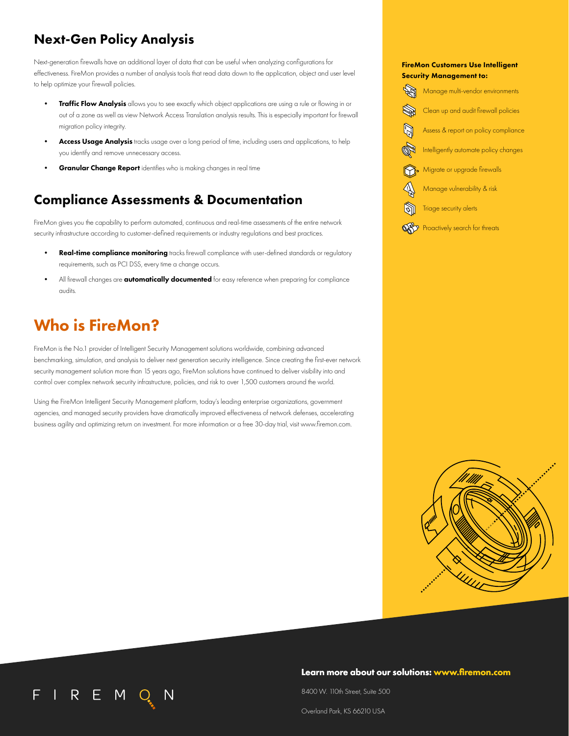## Next-Gen Policy Analysis

Next-generation firewalls have an additional layer of data that can be useful when analyzing configurations for effectiveness. FireMon provides a number of analysis tools that read data down to the application, object and user level to help optimize your firewall policies.

- **Traffic Flow Analysis** allows you to see exactly which object applications are using a rule or flowing in or out of a zone as well as view Network Access Translation analysis results. This is especially important for firewall migration policy integrity.
- **Access Usage Analysis** tracks usage over a long period of time, including users and applications, to help you identify and remove unnecessary access.
- **Granular Change Report** identifies who is making changes in real time

## Compliance Assessments & Documentation

FireMon gives you the capability to perform automated, continuous and real-time assessments of the entire network security infrastructure according to customer-defined requirements or industry regulations and best practices.

- **Real-time compliance monitoring** tracks firewall compliance with user-defined standards or regulatory requirements, such as PCI DSS, every time a change occurs.
- All firewall changes are **automatically documented** for easy reference when preparing for compliance audits.

## Who is FireMon?

FireMon is the No.1 provider of Intelligent Security Management solutions worldwide, combining advanced benchmarking, simulation, and analysis to deliver next generation security intelligence. Since creating the first-ever network security management solution more than 15 years ago, FireMon solutions have continued to deliver visibility into and control over complex network security infrastructure, policies, and risk to over 1,500 customers around the world.

Using the FireMon Intelligent Security Management platform, today's leading enterprise organizations, government agencies, and managed security providers have dramatically improved effectiveness of network defenses, accelerating business agility and optimizing return on investment. For more information or a free 30-day trial, visit www.firemon.com.

**FireMon Customers Use Intelligent Security Management to:**

- Manage multi-vendor environments
- Clean up and audit firewall policies
- Assess & report on policy compliance
- Intelligently automate policy changes
- Migrate or upgrade firewalls
- Manage vulnerability & risk
- Triage security alerts
- Proactively search for threats

FIREMON

**Learn more about our solutions: www.firemon.com**

8400 W. 110th Street, Suite 500

Overland Park, KS 66210 USA